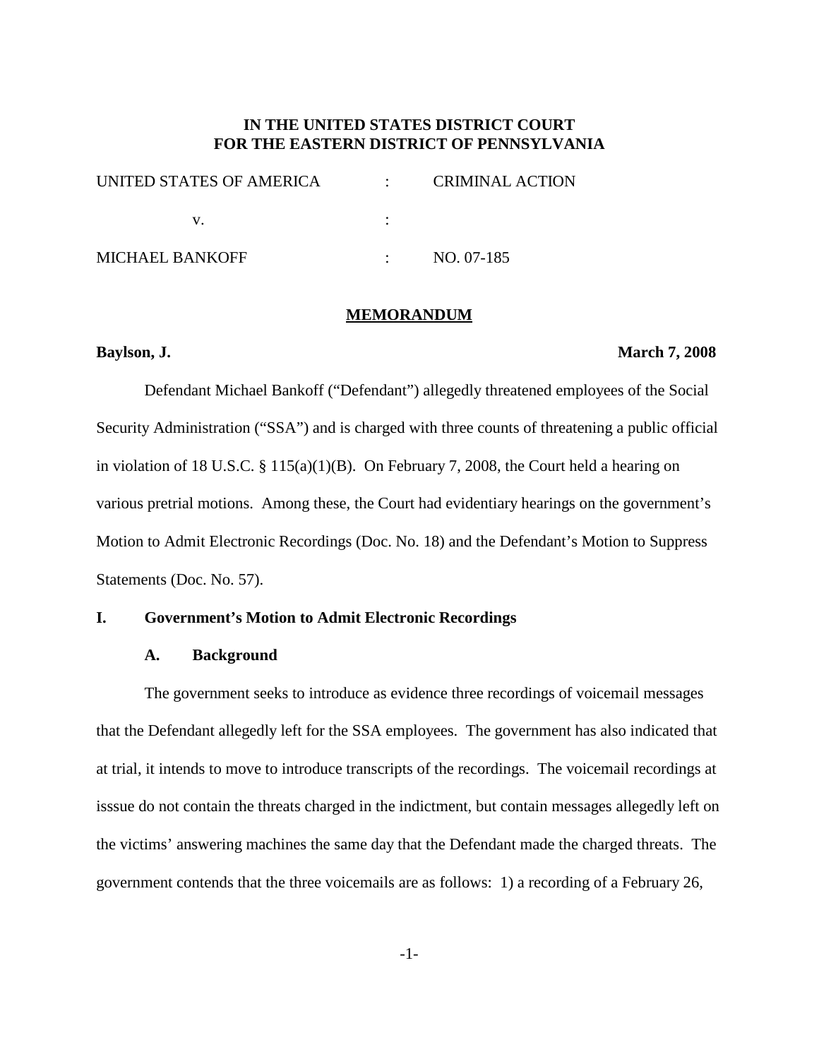**IN THE UNITED STATES DISTRICT COURT**
**FOR THE EASTERN DISTRICT OF PENNSYLVANIA**

| | | |
|---|---|---|
| UNITED STATES OF AMERICA | : | CRIMINAL ACTION |
| v. | : | |
| MICHAEL BANKOFF | : | NO. 07-185 |

## MEMORANDUM

**Baylson, J.** **March 7, 2008**

Defendant Michael Bankoff ("Defendant") allegedly threatened employees of the Social Security Administration ("SSA") and is charged with three counts of threatening a public official in violation of 18 U.S.C. § 115(a)(1)(B). On February 7, 2008, the Court held a hearing on various pretrial motions. Among these, the Court had evidentiary hearings on the government's Motion to Admit Electronic Recordings (Doc. No. 18) and the Defendant's Motion to Suppress Statements (Doc. No. 57).

### I. Government's Motion to Admit Electronic Recordings

#### A. Background

The government seeks to introduce as evidence three recordings of voicemail messages that the Defendant allegedly left for the SSA employees. The government has also indicated that at trial, it intends to move to introduce transcripts of the recordings. The voicemail recordings at isssue do not contain the threats charged in the indictment, but contain messages allegedly left on the victims' answering machines the same day that the Defendant made the charged threats. The government contends that the three voicemails are as follows: 1) a recording of a February 26,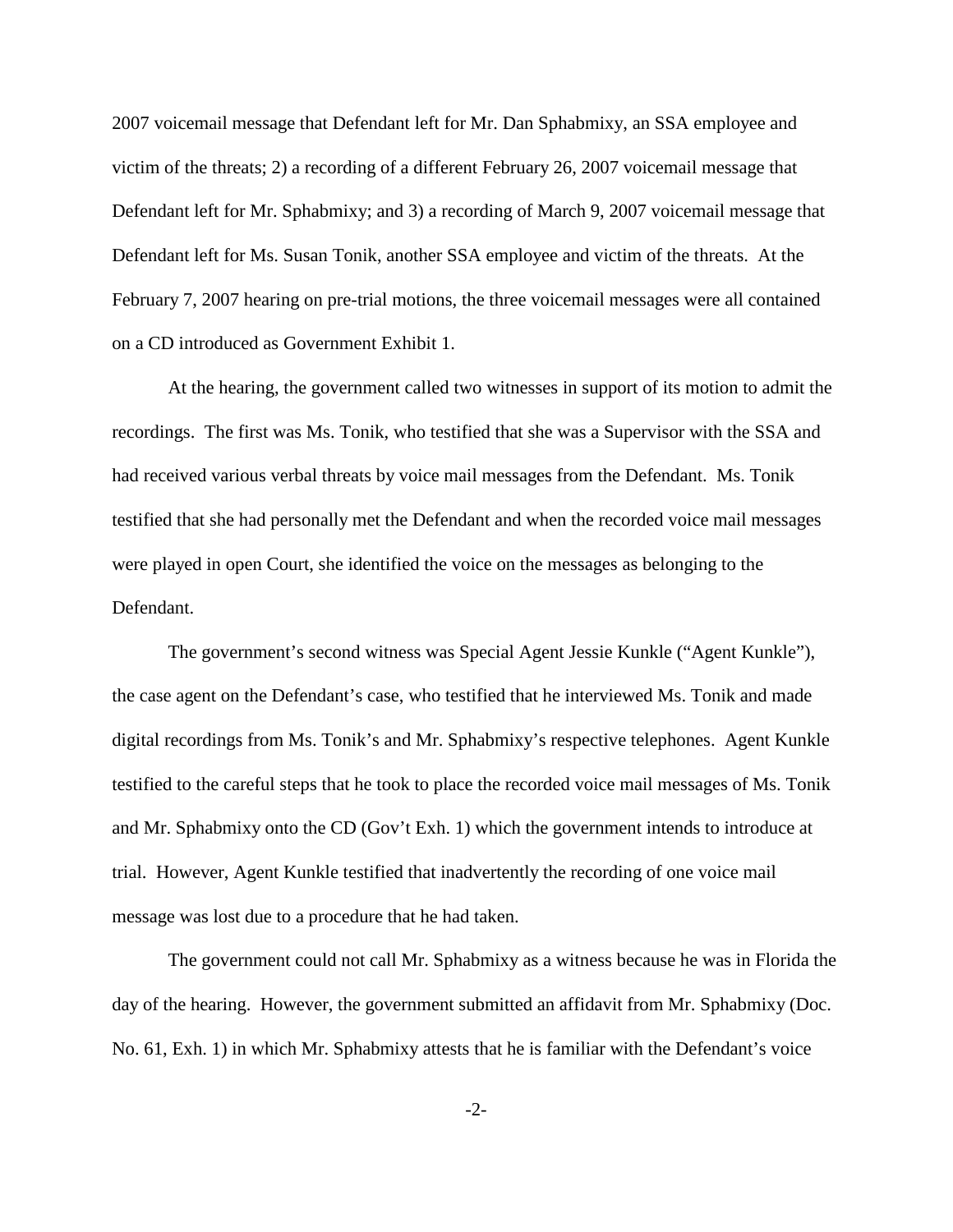2007 voicemail message that Defendant left for Mr. Dan Sphabmixy, an SSA employee and victim of the threats; 2) a recording of a different February 26, 2007 voicemail message that Defendant left for Mr. Sphabmixy; and 3) a recording of March 9, 2007 voicemail message that Defendant left for Ms. Susan Tonik, another SSA employee and victim of the threats. At the February 7, 2007 hearing on pre-trial motions, the three voicemail messages were all contained on a CD introduced as Government Exhibit 1.

At the hearing, the government called two witnesses in support of its motion to admit the recordings. The first was Ms. Tonik, who testified that she was a Supervisor with the SSA and had received various verbal threats by voice mail messages from the Defendant. Ms. Tonik testified that she had personally met the Defendant and when the recorded voice mail messages were played in open Court, she identified the voice on the messages as belonging to the Defendant.

The government's second witness was Special Agent Jessie Kunkle ("Agent Kunkle"), the case agent on the Defendant's case, who testified that he interviewed Ms. Tonik and made digital recordings from Ms. Tonik's and Mr. Sphabmixy's respective telephones. Agent Kunkle testified to the careful steps that he took to place the recorded voice mail messages of Ms. Tonik and Mr. Sphabmixy onto the CD (Gov't Exh. 1) which the government intends to introduce at trial. However, Agent Kunkle testified that inadvertently the recording of one voice mail message was lost due to a procedure that he had taken.

The government could not call Mr. Sphabmixy as a witness because he was in Florida the day of the hearing. However, the government submitted an affidavit from Mr. Sphabmixy (Doc. No. 61, Exh. 1) in which Mr. Sphabmixy attests that he is familiar with the Defendant's voice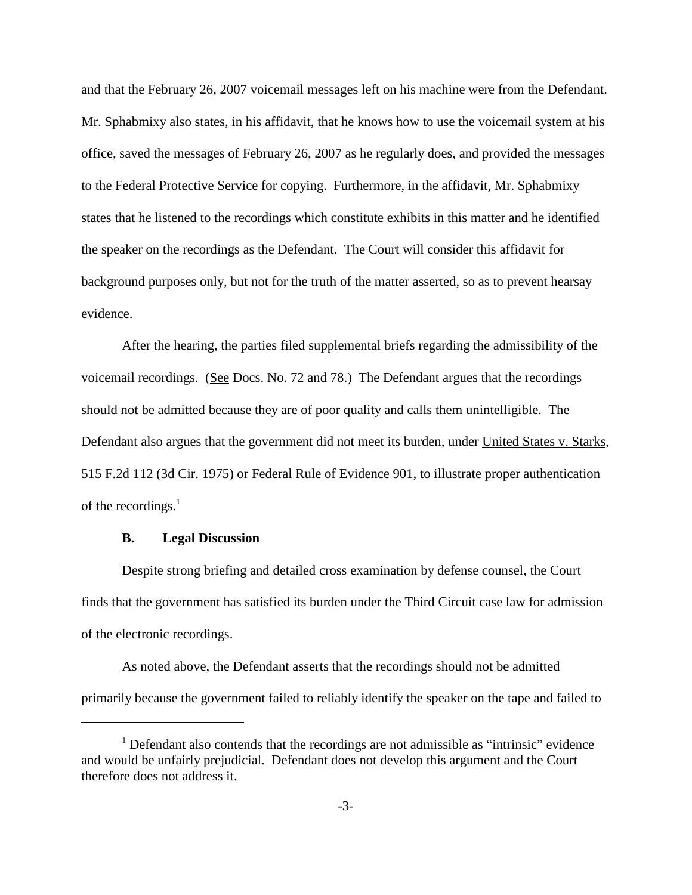and that the February 26, 2007 voicemail messages left on his machine were from the Defendant. Mr. Sphabmixy also states, in his affidavit, that he knows how to use the voicemail system at his office, saved the messages of February 26, 2007 as he regularly does, and provided the messages to the Federal Protective Service for copying. Furthermore, in the affidavit, Mr. Sphabmixy states that he listened to the recordings which constitute exhibits in this matter and he identified the speaker on the recordings as the Defendant. The Court will consider this affidavit for background purposes only, but not for the truth of the matter asserted, so as to prevent hearsay evidence.

After the hearing, the parties filed supplemental briefs regarding the admissibility of the voicemail recordings. (See Docs. No. 72 and 78.) The Defendant argues that the recordings should not be admitted because they are of poor quality and calls them unintelligible. The Defendant also argues that the government did not meet its burden, under United States v. Starks, 515 F.2d 112 (3d Cir. 1975) or Federal Rule of Evidence 901, to illustrate proper authentication of the recordings.[1]

### B. Legal Discussion

Despite strong briefing and detailed cross examination by defense counsel, the Court finds that the government has satisfied its burden under the Third Circuit case law for admission of the electronic recordings.

As noted above, the Defendant asserts that the recordings should not be admitted primarily because the government failed to reliably identify the speaker on the tape and failed to

[1] Defendant also contends that the recordings are not admissible as "intrinsic" evidence and would be unfairly prejudicial. Defendant does not develop this argument and the Court therefore does not address it.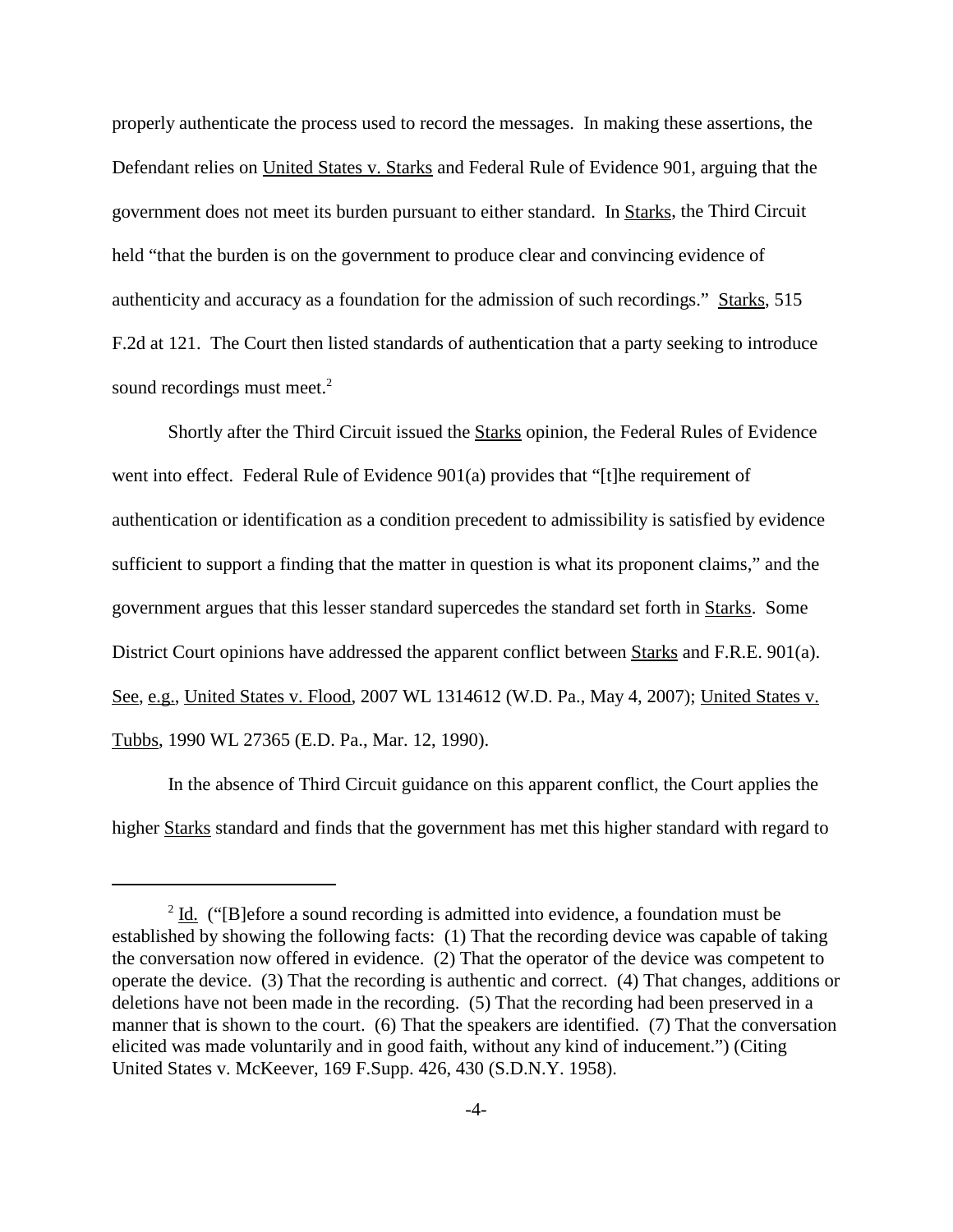properly authenticate the process used to record the messages. In making these assertions, the Defendant relies on United States v. Starks and Federal Rule of Evidence 901, arguing that the government does not meet its burden pursuant to either standard. In Starks, the Third Circuit held "that the burden is on the government to produce clear and convincing evidence of authenticity and accuracy as a foundation for the admission of such recordings." Starks, 515 F.2d at 121. The Court then listed standards of authentication that a party seeking to introduce sound recordings must meet.[2]

Shortly after the Third Circuit issued the Starks opinion, the Federal Rules of Evidence went into effect. Federal Rule of Evidence 901(a) provides that "[t]he requirement of authentication or identification as a condition precedent to admissibility is satisfied by evidence sufficient to support a finding that the matter in question is what its proponent claims," and the government argues that this lesser standard supercedes the standard set forth in Starks. Some District Court opinions have addressed the apparent conflict between Starks and F.R.E. 901(a). See, e.g., United States v. Flood, 2007 WL 1314612 (W.D. Pa., May 4, 2007); United States v. Tubbs, 1990 WL 27365 (E.D. Pa., Mar. 12, 1990).

In the absence of Third Circuit guidance on this apparent conflict, the Court applies the higher Starks standard and finds that the government has met this higher standard with regard to

---

[2] Id. ("[B]efore a sound recording is admitted into evidence, a foundation must be established by showing the following facts: (1) That the recording device was capable of taking the conversation now offered in evidence. (2) That the operator of the device was competent to operate the device. (3) That the recording is authentic and correct. (4) That changes, additions or deletions have not been made in the recording. (5) That the recording had been preserved in a manner that is shown to the court. (6) That the speakers are identified. (7) That the conversation elicited was made voluntarily and in good faith, without any kind of inducement.") (Citing United States v. McKeever, 169 F.Supp. 426, 430 (S.D.N.Y. 1958).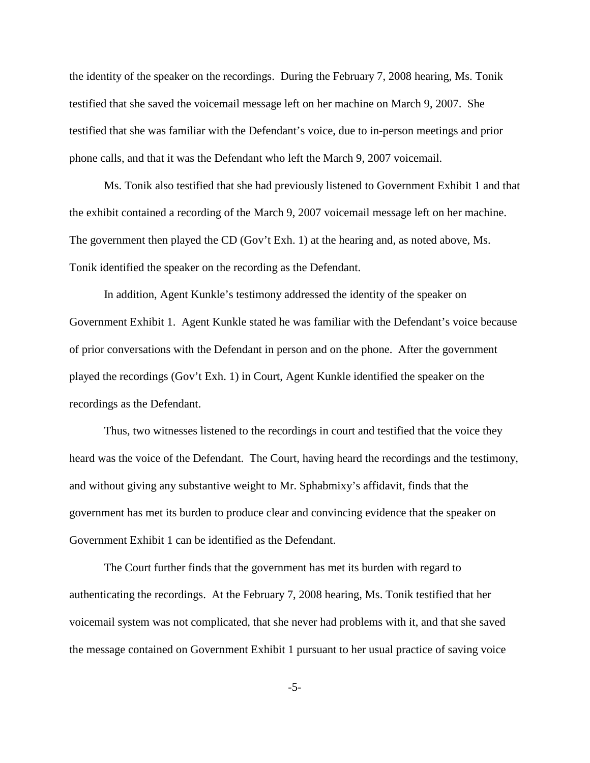the identity of the speaker on the recordings. During the February 7, 2008 hearing, Ms. Tonik testified that she saved the voicemail message left on her machine on March 9, 2007. She testified that she was familiar with the Defendant's voice, due to in-person meetings and prior phone calls, and that it was the Defendant who left the March 9, 2007 voicemail.

Ms. Tonik also testified that she had previously listened to Government Exhibit 1 and that the exhibit contained a recording of the March 9, 2007 voicemail message left on her machine. The government then played the CD (Gov't Exh. 1) at the hearing and, as noted above, Ms. Tonik identified the speaker on the recording as the Defendant.

In addition, Agent Kunkle's testimony addressed the identity of the speaker on Government Exhibit 1. Agent Kunkle stated he was familiar with the Defendant's voice because of prior conversations with the Defendant in person and on the phone. After the government played the recordings (Gov't Exh. 1) in Court, Agent Kunkle identified the speaker on the recordings as the Defendant.

Thus, two witnesses listened to the recordings in court and testified that the voice they heard was the voice of the Defendant. The Court, having heard the recordings and the testimony, and without giving any substantive weight to Mr. Sphabmixy's affidavit, finds that the government has met its burden to produce clear and convincing evidence that the speaker on Government Exhibit 1 can be identified as the Defendant.

The Court further finds that the government has met its burden with regard to authenticating the recordings. At the February 7, 2008 hearing, Ms. Tonik testified that her voicemail system was not complicated, that she never had problems with it, and that she saved the message contained on Government Exhibit 1 pursuant to her usual practice of saving voice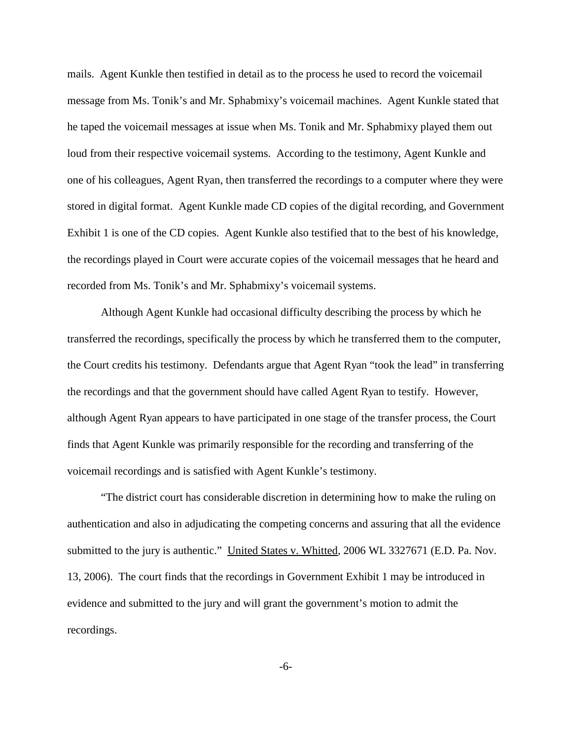mails. Agent Kunkle then testified in detail as to the process he used to record the voicemail message from Ms. Tonik's and Mr. Sphabmixy's voicemail machines. Agent Kunkle stated that he taped the voicemail messages at issue when Ms. Tonik and Mr. Sphabmixy played them out loud from their respective voicemail systems. According to the testimony, Agent Kunkle and one of his colleagues, Agent Ryan, then transferred the recordings to a computer where they were stored in digital format. Agent Kunkle made CD copies of the digital recording, and Government Exhibit 1 is one of the CD copies. Agent Kunkle also testified that to the best of his knowledge, the recordings played in Court were accurate copies of the voicemail messages that he heard and recorded from Ms. Tonik's and Mr. Sphabmixy's voicemail systems.

Although Agent Kunkle had occasional difficulty describing the process by which he transferred the recordings, specifically the process by which he transferred them to the computer, the Court credits his testimony. Defendants argue that Agent Ryan "took the lead" in transferring the recordings and that the government should have called Agent Ryan to testify. However, although Agent Ryan appears to have participated in one stage of the transfer process, the Court finds that Agent Kunkle was primarily responsible for the recording and transferring of the voicemail recordings and is satisfied with Agent Kunkle's testimony.

"The district court has considerable discretion in determining how to make the ruling on authentication and also in adjudicating the competing concerns and assuring that all the evidence submitted to the jury is authentic." United States v. Whitted, 2006 WL 3327671 (E.D. Pa. Nov. 13, 2006). The court finds that the recordings in Government Exhibit 1 may be introduced in evidence and submitted to the jury and will grant the government's motion to admit the recordings.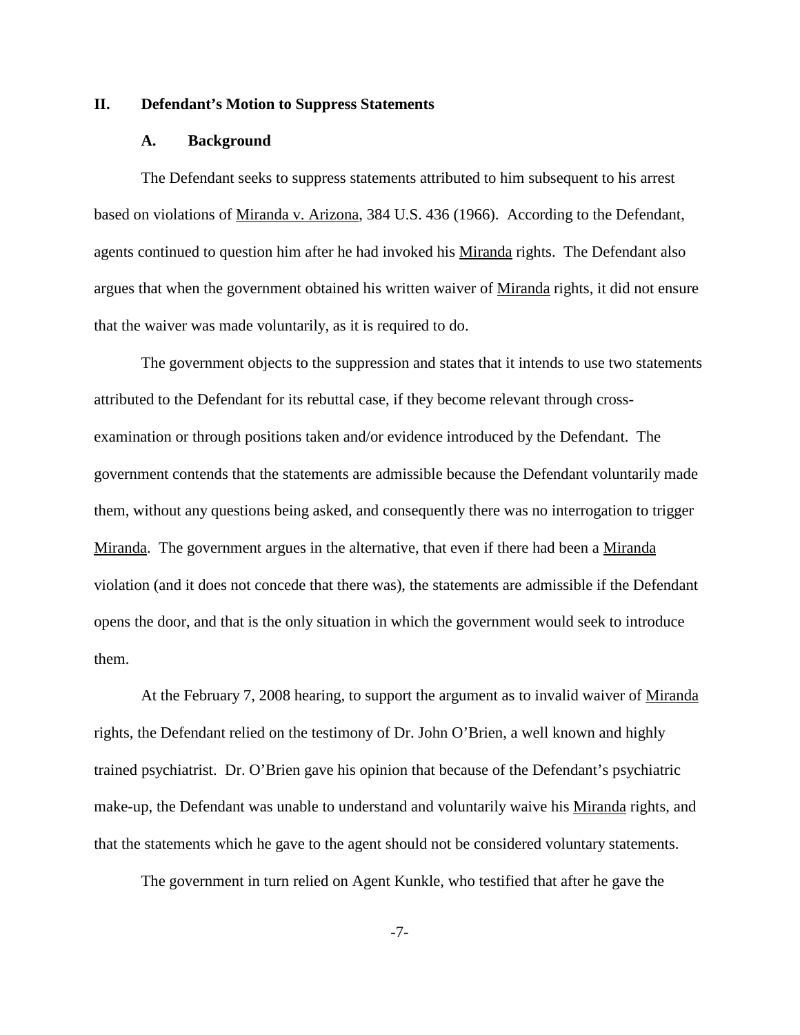## II. Defendant's Motion to Suppress Statements

### A. Background

The Defendant seeks to suppress statements attributed to him subsequent to his arrest based on violations of Miranda v. Arizona, 384 U.S. 436 (1966). According to the Defendant, agents continued to question him after he had invoked his Miranda rights. The Defendant also argues that when the government obtained his written waiver of Miranda rights, it did not ensure that the waiver was made voluntarily, as it is required to do.

The government objects to the suppression and states that it intends to use two statements attributed to the Defendant for its rebuttal case, if they become relevant through cross-examination or through positions taken and/or evidence introduced by the Defendant. The government contends that the statements are admissible because the Defendant voluntarily made them, without any questions being asked, and consequently there was no interrogation to trigger Miranda. The government argues in the alternative, that even if there had been a Miranda violation (and it does not concede that there was), the statements are admissible if the Defendant opens the door, and that is the only situation in which the government would seek to introduce them.

At the February 7, 2008 hearing, to support the argument as to invalid waiver of Miranda rights, the Defendant relied on the testimony of Dr. John O'Brien, a well known and highly trained psychiatrist. Dr. O'Brien gave his opinion that because of the Defendant's psychiatric make-up, the Defendant was unable to understand and voluntarily waive his Miranda rights, and that the statements which he gave to the agent should not be considered voluntary statements.

The government in turn relied on Agent Kunkle, who testified that after he gave the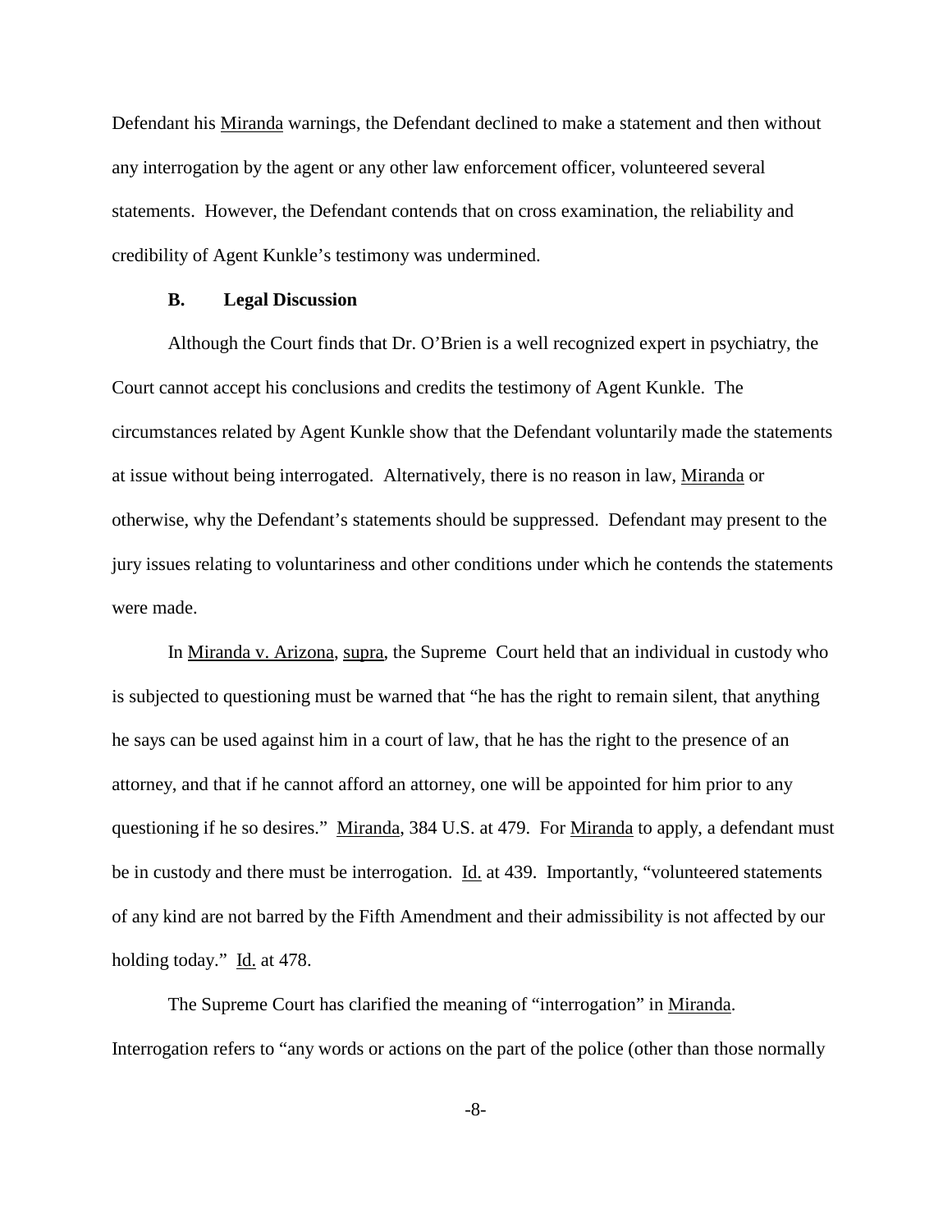Defendant his Miranda warnings, the Defendant declined to make a statement and then without any interrogation by the agent or any other law enforcement officer, volunteered several statements. However, the Defendant contends that on cross examination, the reliability and credibility of Agent Kunkle's testimony was undermined.

### B. Legal Discussion

Although the Court finds that Dr. O'Brien is a well recognized expert in psychiatry, the Court cannot accept his conclusions and credits the testimony of Agent Kunkle. The circumstances related by Agent Kunkle show that the Defendant voluntarily made the statements at issue without being interrogated. Alternatively, there is no reason in law, Miranda or otherwise, why the Defendant's statements should be suppressed. Defendant may present to the jury issues relating to voluntariness and other conditions under which he contends the statements were made.

In Miranda v. Arizona, supra, the Supreme Court held that an individual in custody who is subjected to questioning must be warned that "he has the right to remain silent, that anything he says can be used against him in a court of law, that he has the right to the presence of an attorney, and that if he cannot afford an attorney, one will be appointed for him prior to any questioning if he so desires." Miranda, 384 U.S. at 479. For Miranda to apply, a defendant must be in custody and there must be interrogation. Id. at 439. Importantly, "volunteered statements of any kind are not barred by the Fifth Amendment and their admissibility is not affected by our holding today." Id. at 478.

The Supreme Court has clarified the meaning of "interrogation" in Miranda. Interrogation refers to "any words or actions on the part of the police (other than those normally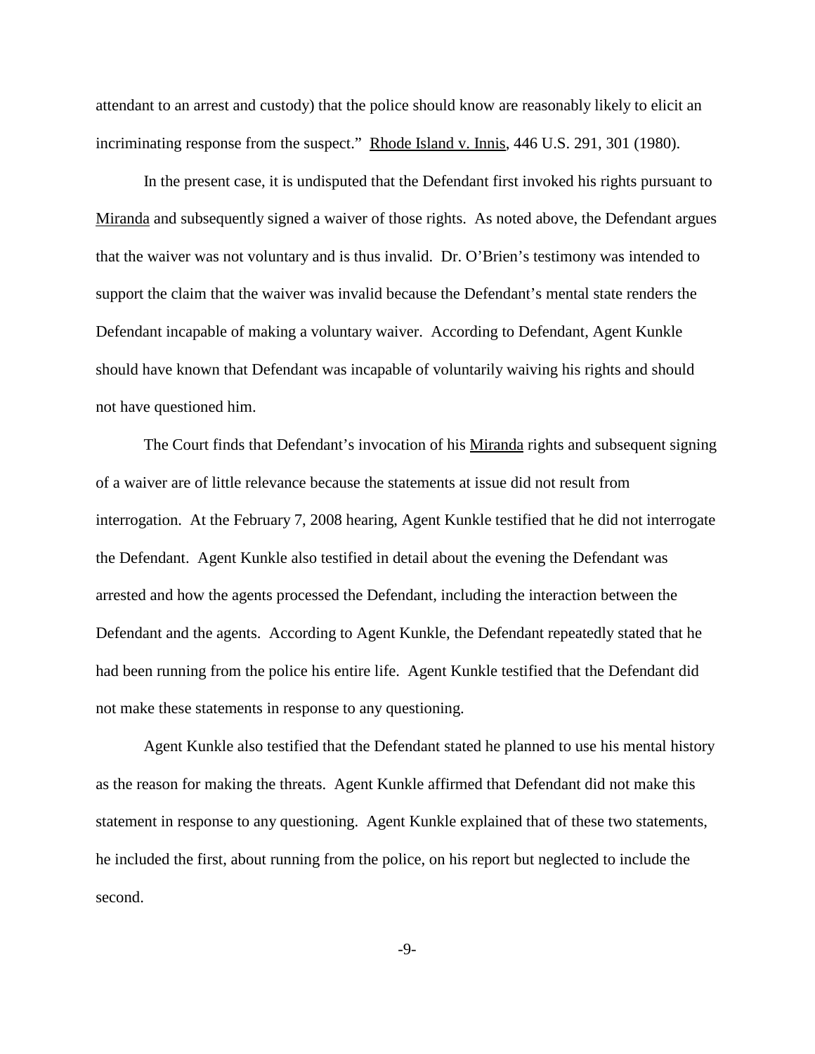attendant to an arrest and custody) that the police should know are reasonably likely to elicit an incriminating response from the suspect." Rhode Island v. Innis, 446 U.S. 291, 301 (1980).

In the present case, it is undisputed that the Defendant first invoked his rights pursuant to Miranda and subsequently signed a waiver of those rights. As noted above, the Defendant argues that the waiver was not voluntary and is thus invalid. Dr. O'Brien's testimony was intended to support the claim that the waiver was invalid because the Defendant's mental state renders the Defendant incapable of making a voluntary waiver. According to Defendant, Agent Kunkle should have known that Defendant was incapable of voluntarily waiving his rights and should not have questioned him.

The Court finds that Defendant's invocation of his Miranda rights and subsequent signing of a waiver are of little relevance because the statements at issue did not result from interrogation. At the February 7, 2008 hearing, Agent Kunkle testified that he did not interrogate the Defendant. Agent Kunkle also testified in detail about the evening the Defendant was arrested and how the agents processed the Defendant, including the interaction between the Defendant and the agents. According to Agent Kunkle, the Defendant repeatedly stated that he had been running from the police his entire life. Agent Kunkle testified that the Defendant did not make these statements in response to any questioning.

Agent Kunkle also testified that the Defendant stated he planned to use his mental history as the reason for making the threats. Agent Kunkle affirmed that Defendant did not make this statement in response to any questioning. Agent Kunkle explained that of these two statements, he included the first, about running from the police, on his report but neglected to include the second.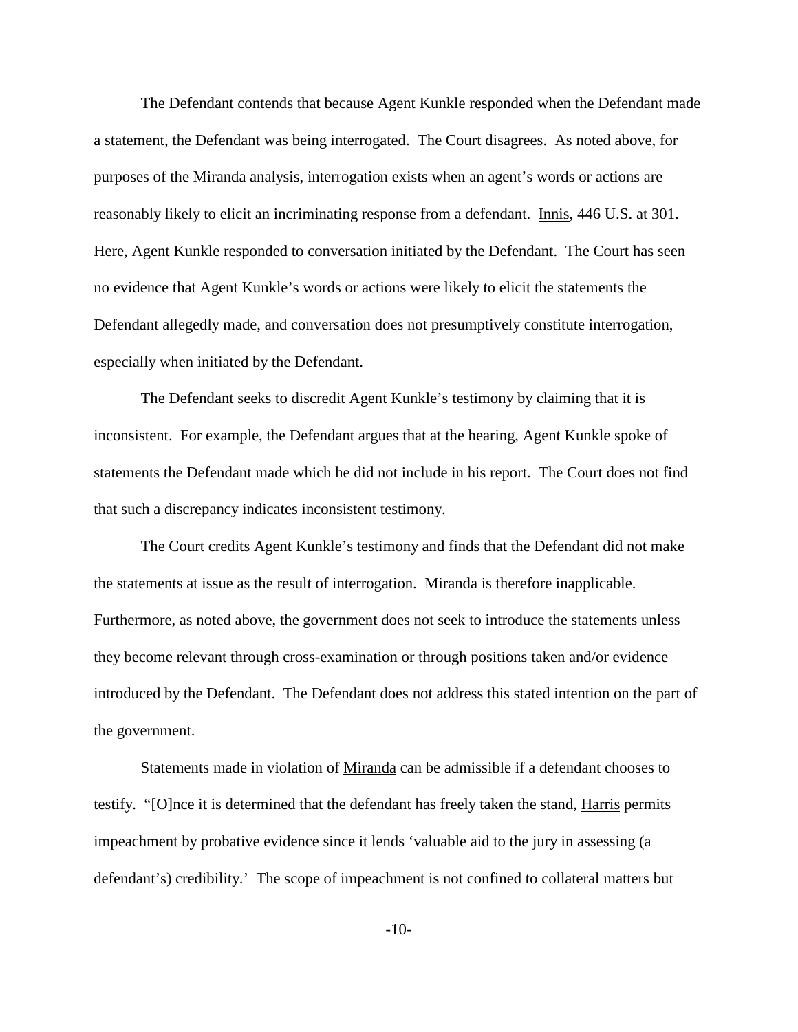The Defendant contends that because Agent Kunkle responded when the Defendant made a statement, the Defendant was being interrogated. The Court disagrees. As noted above, for purposes of the Miranda analysis, interrogation exists when an agent's words or actions are reasonably likely to elicit an incriminating response from a defendant. Innis, 446 U.S. at 301. Here, Agent Kunkle responded to conversation initiated by the Defendant. The Court has seen no evidence that Agent Kunkle's words or actions were likely to elicit the statements the Defendant allegedly made, and conversation does not presumptively constitute interrogation, especially when initiated by the Defendant.

The Defendant seeks to discredit Agent Kunkle's testimony by claiming that it is inconsistent. For example, the Defendant argues that at the hearing, Agent Kunkle spoke of statements the Defendant made which he did not include in his report. The Court does not find that such a discrepancy indicates inconsistent testimony.

The Court credits Agent Kunkle's testimony and finds that the Defendant did not make the statements at issue as the result of interrogation. Miranda is therefore inapplicable. Furthermore, as noted above, the government does not seek to introduce the statements unless they become relevant through cross-examination or through positions taken and/or evidence introduced by the Defendant. The Defendant does not address this stated intention on the part of the government.

Statements made in violation of Miranda can be admissible if a defendant chooses to testify. "[O]nce it is determined that the defendant has freely taken the stand, Harris permits impeachment by probative evidence since it lends 'valuable aid to the jury in assessing (a defendant's) credibility.' The scope of impeachment is not confined to collateral matters but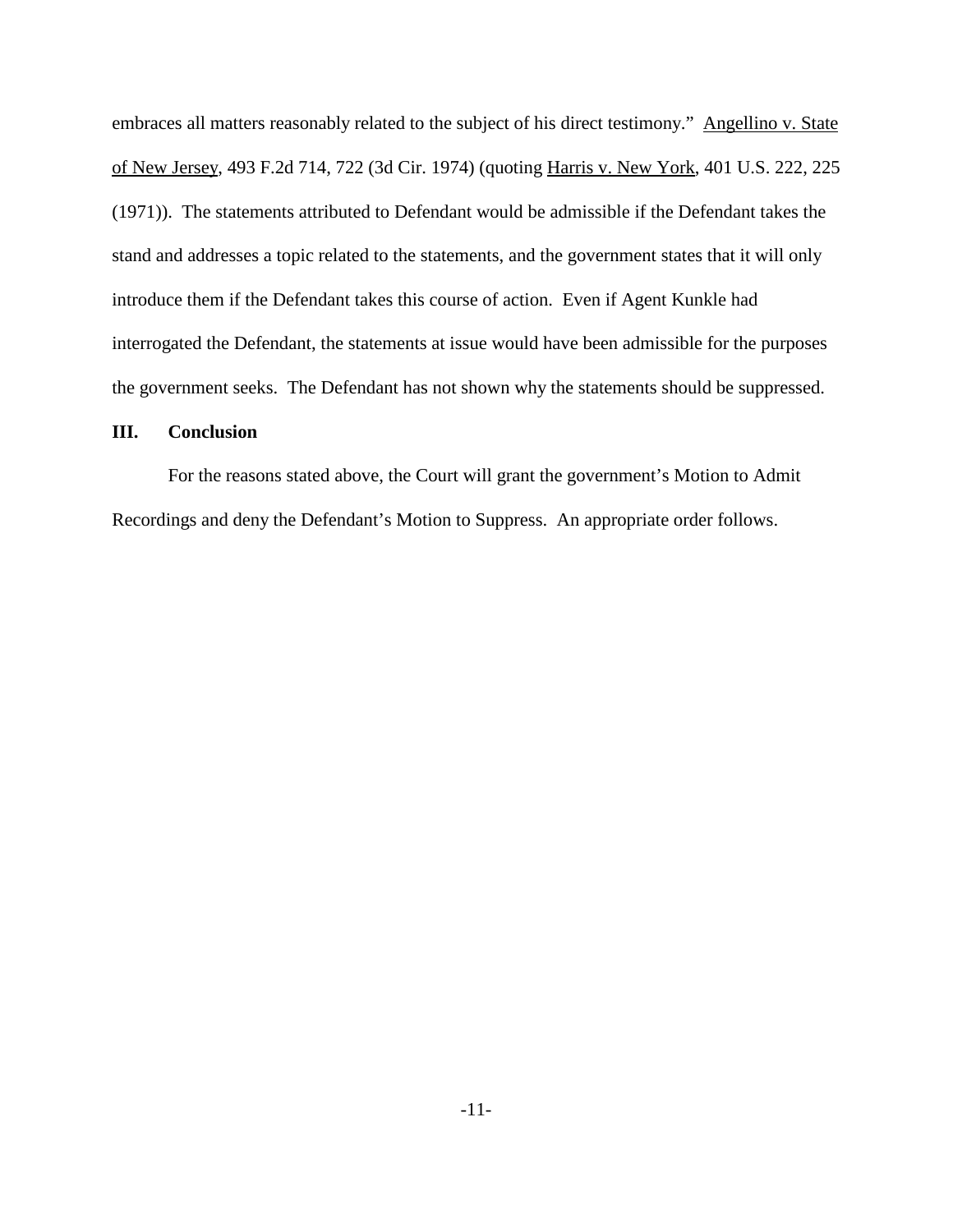embraces all matters reasonably related to the subject of his direct testimony." Angellino v. State of New Jersey, 493 F.2d 714, 722 (3d Cir. 1974) (quoting Harris v. New York, 401 U.S. 222, 225 (1971)). The statements attributed to Defendant would be admissible if the Defendant takes the stand and addresses a topic related to the statements, and the government states that it will only introduce them if the Defendant takes this course of action. Even if Agent Kunkle had interrogated the Defendant, the statements at issue would have been admissible for the purposes the government seeks. The Defendant has not shown why the statements should be suppressed.

## III. Conclusion

For the reasons stated above, the Court will grant the government's Motion to Admit Recordings and deny the Defendant's Motion to Suppress. An appropriate order follows.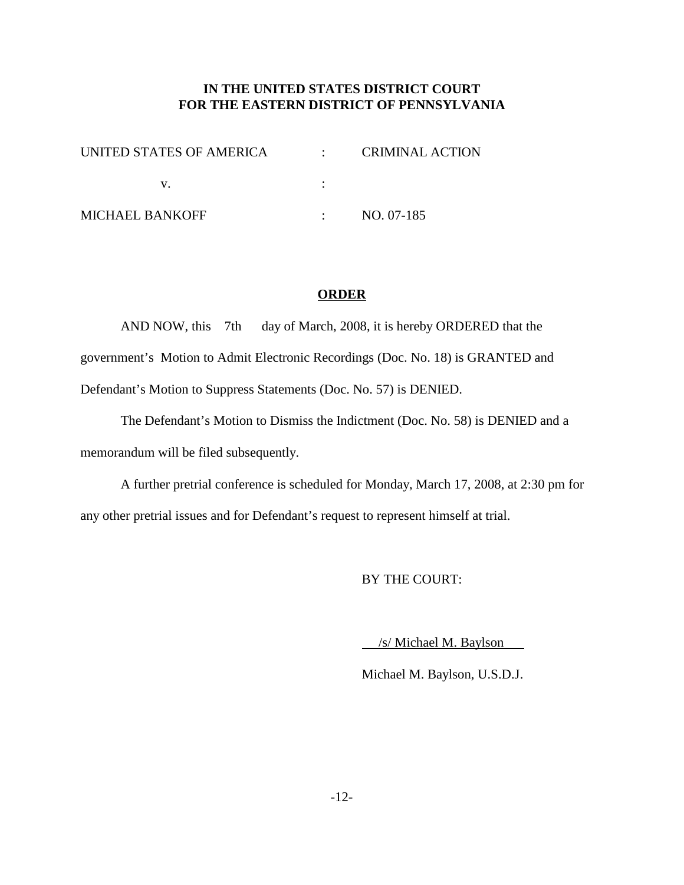**IN THE UNITED STATES DISTRICT COURT**
**FOR THE EASTERN DISTRICT OF PENNSYLVANIA**

| | | |
|---|---|---|
| UNITED STATES OF AMERICA | : | CRIMINAL ACTION |
| v. | : | |
| MICHAEL BANKOFF | : | NO. 07-185 |

## ORDER

AND NOW, this 7th day of March, 2008, it is hereby ORDERED that the government's Motion to Admit Electronic Recordings (Doc. No. 18) is GRANTED and Defendant's Motion to Suppress Statements (Doc. No. 57) is DENIED.

The Defendant's Motion to Dismiss the Indictment (Doc. No. 58) is DENIED and a memorandum will be filed subsequently.

A further pretrial conference is scheduled for Monday, March 17, 2008, at 2:30 pm for any other pretrial issues and for Defendant's request to represent himself at trial.

BY THE COURT:

/s/ Michael M. Baylson

Michael M. Baylson, U.S.D.J.